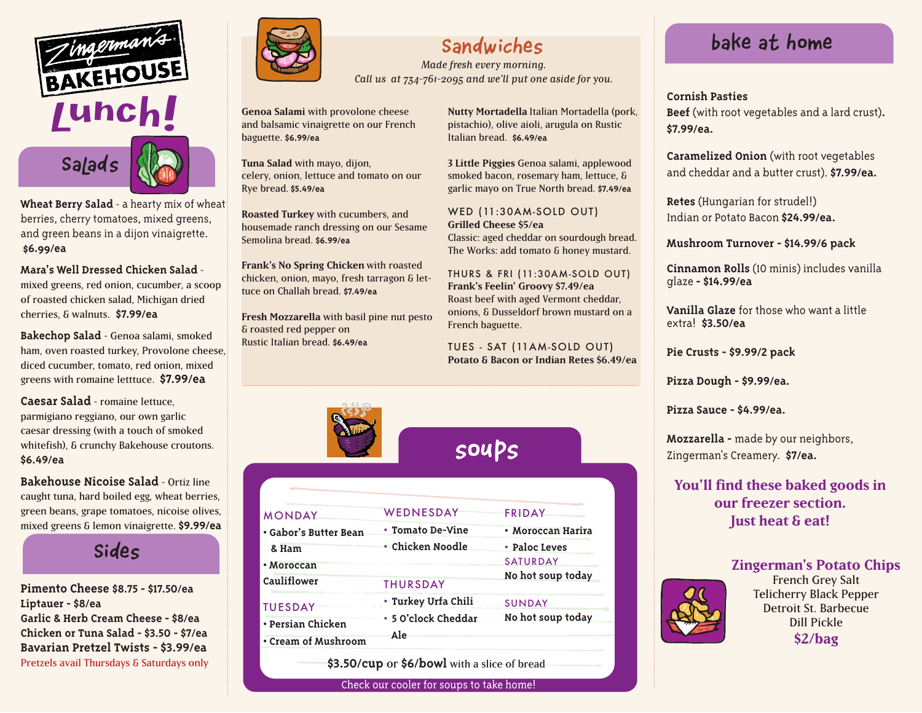# Zingerman's Bakehouse

# Lunch!

## Salads

**Wheat Berry Salad** - a hearty mix of wheat berries, cherry tomatoes, mixed greens, and green beans in a dijon vinaigrette. **$6.99/ea**

**Mara's Well Dressed Chicken Salad** - mixed greens, red onion, cucumber, a scoop of roasted chicken salad, Michigan dried cherries, & walnuts. **$7.99/ea**

**Bakechop Salad** - Genoa salami, smoked ham, oven roasted turkey, Provolone cheese, diced cucumber, tomato, red onion, mixed greens with romaine letttuce. **$7.99/ea**

**Caesar Salad** - romaine lettuce, parmigiano reggiano, our own garlic caesar dressing (with a touch of smoked whitefish), & crunchy Bakehouse croutons. **$6.49/ea**

**Bakehouse Nicoise Salad** - Ortiz line caught tuna, hard boiled egg, wheat berries, green beans, grape tomatoes, nicoise olives, mixed greens & lemon vinaigrette. **$9.99/ea**

## Sides

**Pimento Cheese $8.75 - $17.50/ea**
**Liptauer - $8/ea**
**Garlic & Herb Cream Cheese - $8/ea**
**Chicken or Tuna Salad - $3.50 - $7/ea**
**Bavarian Pretzel Twists - $3.99/ea**
Pretzels avail Thursdays & Saturdays only

## Sandwiches

*Made fresh every morning.*
*Call us at 734-761-2095 and we'll put one aside for you.*

**Genoa Salami** with provolone cheese and balsamic vinaigrette on our French baguette. **$6.99/ea**

**Tuna Salad** with mayo, dijon, celery, onion, lettuce and tomato on our Rye bread. **$5.49/ea**

**Roasted Turkey** with cucumbers, and housemade ranch dressing on our Sesame Semolina bread. **$6.99/ea**

**Frank's No Spring Chicken** with roasted chicken, onion, mayo, fresh tarragon & lettuce on Challah bread. **$7.49/ea**

**Fresh Mozzarella** with basil pine nut pesto & roasted red pepper on Rustic Italian bread. **$6.49/ea**

**Nutty Mortadella** Italian Mortadella (pork, pistachio), olive aioli, arugula on Rustic Italian bread. **$6.49/ea**

**3 Little Piggies** Genoa salami, applewood smoked bacon, rosemary ham, lettuce, & garlic mayo on True North bread. **$7.49/ea**

WED (11:30AM-SOLD OUT)
**Grilled Cheese $5/ea**
Classic: aged cheddar on sourdough bread.
The Works: add tomato & honey mustard.

THURS & FRI (11:30AM-SOLD OUT)
**Frank's Feelin' Groovy $7.49/ea**
Roast beef with aged Vermont cheddar, onions, & Dusseldorf brown mustard on a French baguette.

TUES - SAT (11AM-SOLD OUT)
**Potato & Bacon or Indian Retes $6.49/ea**

## soups

**MONDAY**
- Gabor's Butter Bean & Ham
- Moroccan Cauliflower

**TUESDAY**
- Persian Chicken
- Cream of Mushroom

**WEDNESDAY**
- Tomato De-Vine
- Chicken Noodle

**THURSDAY**
- Turkey Urfa Chili
- 5 O'clock Cheddar Ale

**FRIDAY**
- Moroccan Harira
- Paloc Leves

**SATURDAY**
No hot soup today

**SUNDAY**
No hot soup today

**$3.50/cup** or **$6/bowl** with a slice of bread

Check our cooler for soups to take home!

## bake at home

**Cornish Pasties**
**Beef** (with root vegetables and a lard crust). **$7.99/ea.**

**Caramelized Onion** (with root vegetables and cheddar and a butter crust). **$7.99/ea.**

**Retes** (Hungarian for strudel!) Indian or Potato Bacon **$24.99/ea.**

**Mushroom Turnover - $14.99/6 pack**

**Cinnamon Rolls** (10 minis) includes vanilla glaze **- $14.99/ea**

**Vanilla Glaze** for those who want a little extra! **$3.50/ea**

**Pie Crusts - $9.99/2 pack**

**Pizza Dough - $9.99/ea.**

**Pizza Sauce - $4.99/ea.**

**Mozzarella -** made by our neighbors, Zingerman's Creamery. **$7/ea.**

**You'll find these baked goods in our freezer section. Just heat & eat!**

### Zingerman's Potato Chips

French Grey Salt
Telicherry Black Pepper
Detroit St. Barbecue
Dill Pickle
**$2/bag**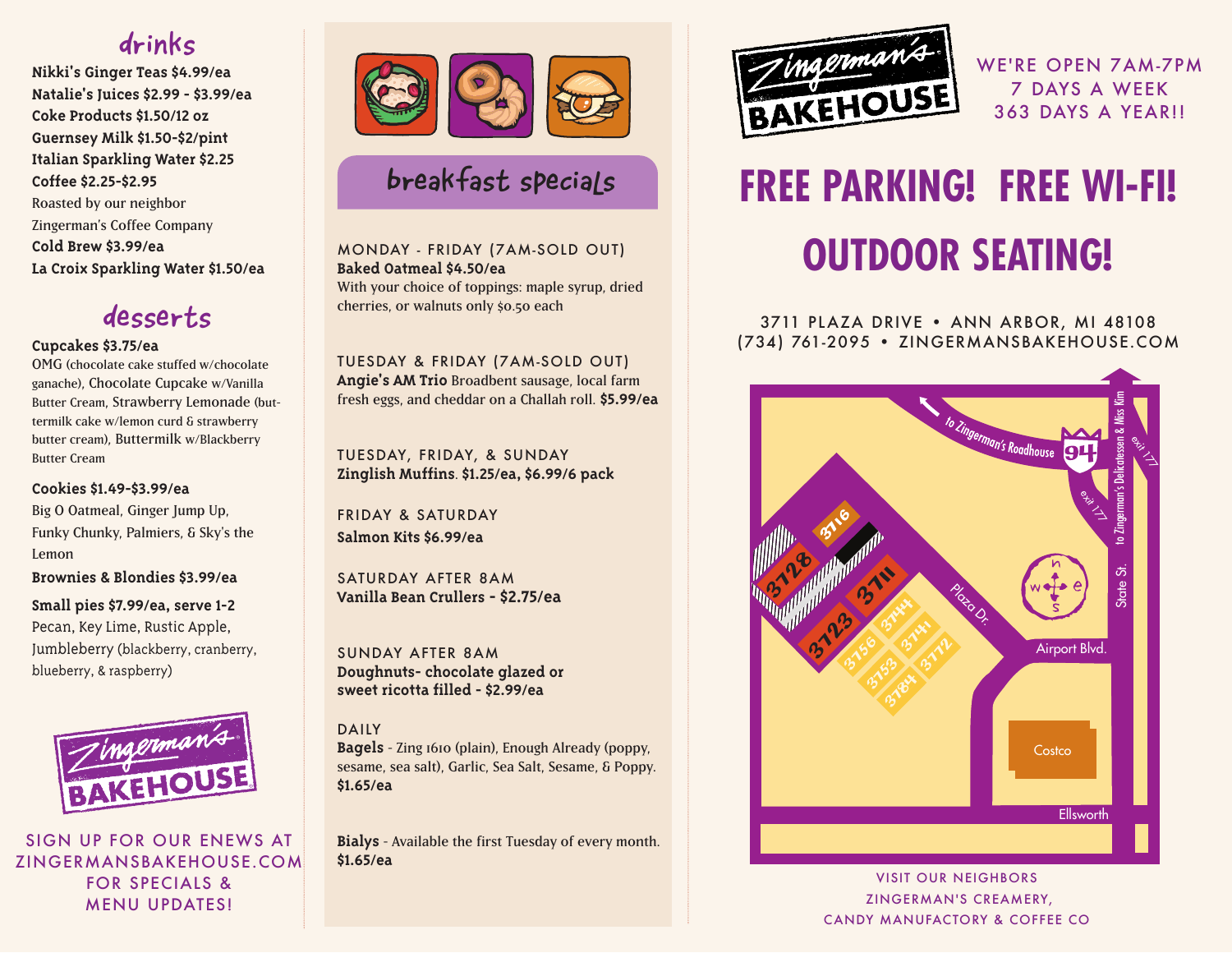## drinks

**Nikki's Ginger Teas $4.99/ea**
**Natalie's Juices $2.99 - $3.99/ea**
**Coke Products $1.50/12 oz**
**Guernsey Milk $1.50-$2/pint**
**Italian Sparkling Water $2.25**
**Coffee $2.25-$2.95**
Roasted by our neighbor Zingerman's Coffee Company
**Cold Brew $3.99/ea**
**La Croix Sparkling Water $1.50/ea**

## desserts

**Cupcakes $3.75/ea**
OMG (chocolate cake stuffed w/chocolate ganache), Chocolate Cupcake w/Vanilla Butter Cream, Strawberry Lemonade (buttermilk cake w/lemon curd & strawberry butter cream), Buttermilk w/Blackberry Butter Cream

**Cookies $1.49-$3.99/ea**
Big O Oatmeal, Ginger Jump Up, Funky Chunky, Palmiers, & Sky's the Lemon

**Brownies & Blondies $3.99/ea**

**Small pies $7.99/ea, serve 1-2**
Pecan, Key Lime, Rustic Apple, Jumbleberry (blackberry, cranberry, blueberry, & raspberry)

Zingerman's BAKEHOUSE

SIGN UP FOR OUR ENEWS AT ZINGERMANSBAKEHOUSE.COM FOR SPECIALS & MENU UPDATES!

## breakfast specials

MONDAY - FRIDAY (7AM-SOLD OUT)
**Baked Oatmeal $4.50/ea**
With your choice of toppings: maple syrup, dried cherries, or walnuts only $0.50 each

TUESDAY & FRIDAY (7AM-SOLD OUT)
**Angie's AM Trio** Broadbent sausage, local farm fresh eggs, and cheddar on a Challah roll. **$5.99/ea**

TUESDAY, FRIDAY, & SUNDAY
**Zinglish Muffins. $1.25/ea, $6.99/6 pack**

FRIDAY & SATURDAY
**Salmon Kits $6.99/ea**

SATURDAY AFTER 8AM
**Vanilla Bean Crullers - $2.75/ea**

SUNDAY AFTER 8AM
**Doughnuts- chocolate glazed or sweet ricotta filled - $2.99/ea**

DAILY
**Bagels** - Zing 1610 (plain), Enough Already (poppy, sesame, sea salt), Garlic, Sea Salt, Sesame, & Poppy. **$1.65/ea**

**Bialys** - Available the first Tuesday of every month. **$1.65/ea**

Zingerman's BAKEHOUSE

WE'RE OPEN 7AM-7PM
7 DAYS A WEEK
363 DAYS A YEAR!!

# FREE PARKING! FREE WI-FI!

# OUTDOOR SEATING!

3711 PLAZA DRIVE • ANN ARBOR, MI 48108
(734) 761-2095 • ZINGERMANSBAKEHOUSE.COM

to Zingerman's Roadhouse
94
exit 177
exit 177
to Zingerman's Delicatessen & Miss Kim
State St.
Plaza Dr.
Airport Blvd.
3716
3728
3711
3723
3744
3756
3741
3753
3772
3784
n
w
e
s
Costco
Ellsworth

VISIT OUR NEIGHBORS
ZINGERMAN'S CREAMERY,
CANDY MANUFACTORY & COFFEE CO